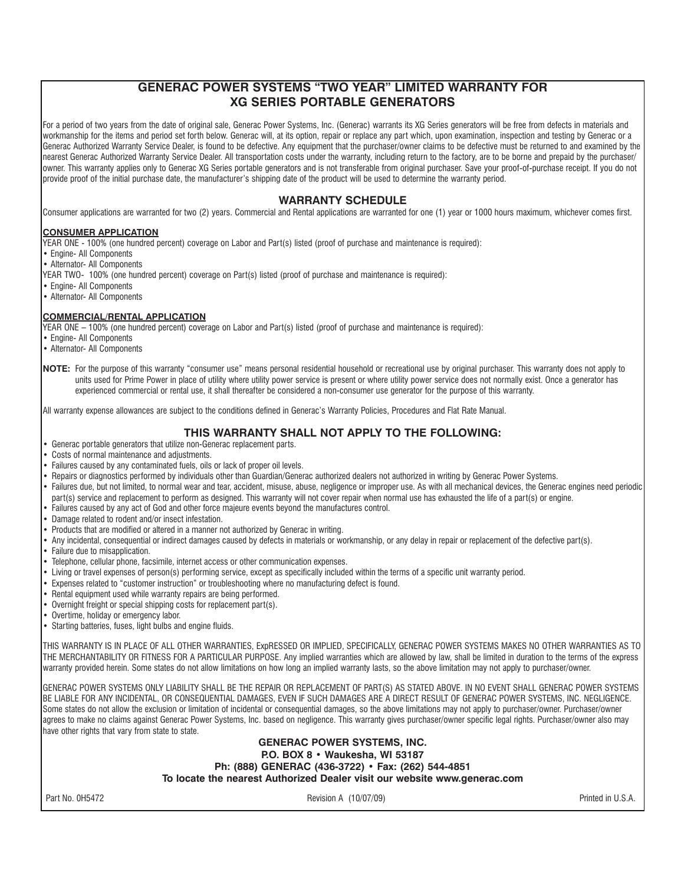# GENERAC POWER SYSTEMS "TWO YEAR" LIMITED WARRANTY FOR XG SERIES PORTABLE GENERATORS

For a period of two years from the date of original sale, Generac Power Systems, Inc. (Generac) warrants its XG Series generators will be free from defects in materials and workmanship for the items and period set forth below. Generac will, at its option, repair or replace any part which, upon examination, inspection and testing by Generac or a Generac Authorized Warranty Service Dealer, is found to be defective. Any equipment that the purchaser/owner claims to be defective must be returned to and examined by the nearest Generac Authorized Warranty Service Dealer. All transportation costs under the warranty, including return to the factory, are to be borne and prepaid by the purchaser/owner. This warranty applies only to Generac XG Series portable generators and is not transferable from original purchaser. Save your proof-of-purchase receipt. If you do not provide proof of the initial purchase date, the manufacturer's shipping date of the product will be used to determine the warranty period.

## WARRANTY SCHEDULE

Consumer applications are warranted for two (2) years. Commercial and Rental applications are warranted for one (1) year or 1000 hours maximum, whichever comes first.

**CONSUMER APPLICATION**

YEAR ONE - 100% (one hundred percent) coverage on Labor and Part(s) listed (proof of purchase and maintenance is required):

- Engine- All Components
- Alternator- All Components

YEAR TWO- 100% (one hundred percent) coverage on Part(s) listed (proof of purchase and maintenance is required):

- Engine- All Components
- Alternator- All Components

**COMMERCIAL/RENTAL APPLICATION**

YEAR ONE – 100% (one hundred percent) coverage on Labor and Part(s) listed (proof of purchase and maintenance is required):

- Engine- All Components
- Alternator- All Components

**NOTE:** For the purpose of this warranty "consumer use" means personal residential household or recreational use by original purchaser. This warranty does not apply to units used for Prime Power in place of utility where utility power service is present or where utility power service does not normally exist. Once a generator has experienced commercial or rental use, it shall thereafter be considered a non-consumer use generator for the purpose of this warranty.

All warranty expense allowances are subject to the conditions defined in Generac's Warranty Policies, Procedures and Flat Rate Manual.

## THIS WARRANTY SHALL NOT APPLY TO THE FOLLOWING:

- Generac portable generators that utilize non-Generac replacement parts.
- Costs of normal maintenance and adjustments.
- Failures caused by any contaminated fuels, oils or lack of proper oil levels.
- Repairs or diagnostics performed by individuals other than Guardian/Generac authorized dealers not authorized in writing by Generac Power Systems.
- Failures due, but not limited, to normal wear and tear, accident, misuse, abuse, negligence or improper use. As with all mechanical devices, the Generac engines need periodic part(s) service and replacement to perform as designed. This warranty will not cover repair when normal use has exhausted the life of a part(s) or engine.
- Failures caused by any act of God and other force majeure events beyond the manufactures control.
- Damage related to rodent and/or insect infestation.
- Products that are modified or altered in a manner not authorized by Generac in writing.
- Any incidental, consequential or indirect damages caused by defects in materials or workmanship, or any delay in repair or replacement of the defective part(s).
- Failure due to misapplication.
- Telephone, cellular phone, facsimile, internet access or other communication expenses.
- Living or travel expenses of person(s) performing service, except as specifically included within the terms of a specific unit warranty period.
- Expenses related to "customer instruction" or troubleshooting where no manufacturing defect is found.
- Rental equipment used while warranty repairs are being performed.
- Overnight freight or special shipping costs for replacement part(s).
- Overtime, holiday or emergency labor.
- Starting batteries, fuses, light bulbs and engine fluids.

THIS WARRANTY IS IN PLACE OF ALL OTHER WARRANTIES, ExpRESSED OR IMPLIED, SPECIFICALLY, GENERAC POWER SYSTEMS MAKES NO OTHER WARRANTIES AS TO THE MERCHANTABILITY OR FITNESS FOR A PARTICULAR PURPOSE. Any implied warranties which are allowed by law, shall be limited in duration to the terms of the express warranty provided herein. Some states do not allow limitations on how long an implied warranty lasts, so the above limitation may not apply to purchaser/owner.

GENERAC POWER SYSTEMS ONLY LIABILITY SHALL BE THE REPAIR OR REPLACEMENT OF PART(S) AS STATED ABOVE. IN NO EVENT SHALL GENERAC POWER SYSTEMS BE LIABLE FOR ANY INCIDENTAL, OR CONSEQUENTIAL DAMAGES, EVEN IF SUCH DAMAGES ARE A DIRECT RESULT OF GENERAC POWER SYSTEMS, INC. NEGLIGENCE. Some states do not allow the exclusion or limitation of incidental or consequential damages, so the above limitations may not apply to purchaser/owner. Purchaser/owner agrees to make no claims against Generac Power Systems, Inc. based on negligence. This warranty gives purchaser/owner specific legal rights. Purchaser/owner also may have other rights that vary from state to state.

**GENERAC POWER SYSTEMS, INC.**
**P.O. BOX 8 • Waukesha, WI 53187**
**Ph: (888) GENERAC (436-3722) • Fax: (262) 544-4851**
**To locate the nearest Authorized Dealer visit our website www.generac.com**

Part No. 0H5472 Revision A (10/07/09) Printed in U.S.A.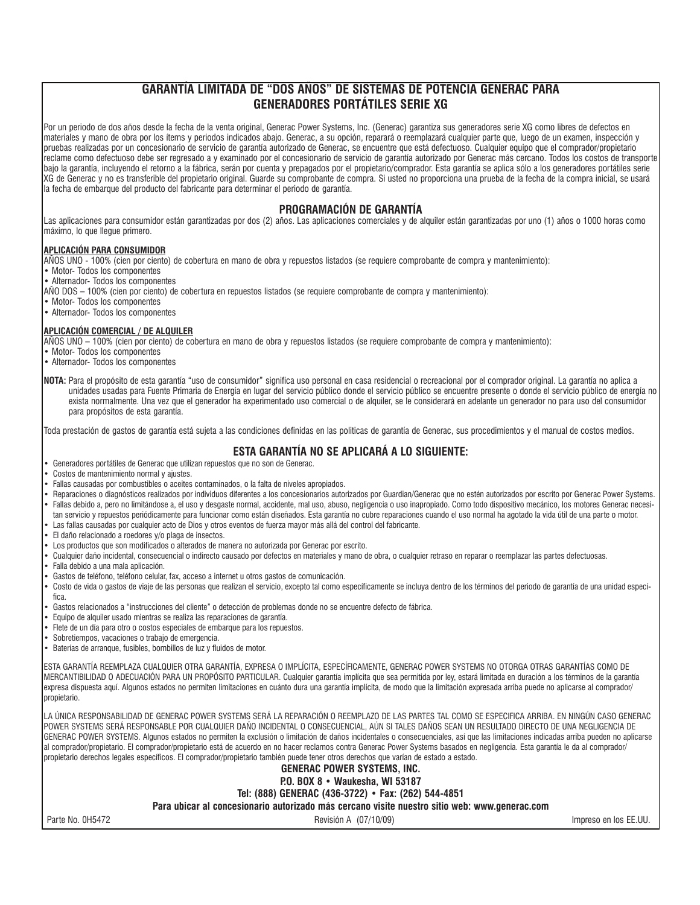## GARANTÍA LIMITADA DE "DOS AÑOS" DE SISTEMAS DE POTENCIA GENERAC PARA GENERADORES PORTÁTILES SERIE XG

Por un periodo de dos años desde la fecha de la venta original, Generac Power Systems, Inc. (Generac) garantiza sus generadores serie XG como libres de defectos en materiales y mano de obra por los ítems y periodos indicados abajo. Generac, a su opción, reparará o reemplazará cualquier parte que, luego de un examen, inspección y pruebas realizadas por un concesionario de servicio de garantía autorizado de Generac, se encuentre que está defectuoso. Cualquier equipo que el comprador/propietario reclame como defectuoso debe ser regresado a y examinado por el concesionario de servicio de garantía autorizado por Generac más cercano. Todos los costos de transporte bajo la garantía, incluyendo el retorno a la fábrica, serán por cuenta y prepagados por el propietario/comprador. Esta garantía se aplica sólo a los generadores portátiles serie XG de Generac y no es transferible del propietario original. Guarde su comprobante de compra. Si usted no proporciona una prueba de la fecha de la compra inicial, se usará la fecha de embarque del producto del fabricante para determinar el periodo de garantía.

### PROGRAMACIÓN DE GARANTÍA

Las aplicaciones para consumidor están garantizadas por dos (2) años. Las aplicaciones comerciales y de alquiler están garantizadas por uno (1) años o 1000 horas como máximo, lo que llegue primero.

**APLICACIÓN PARA CONSUMIDOR**

AÑOS UNO - 100% (cien por ciento) de cobertura en mano de obra y repuestos listados (se requiere comprobante de compra y mantenimiento):
- Motor- Todos los componentes
- Alternador- Todos los componentes

AÑO DOS – 100% (cien por ciento) de cobertura en repuestos listados (se requiere comprobante de compra y mantenimiento):
- Motor- Todos los componentes
- Alternador- Todos los componentes

**APLICACIÓN COMERCIAL / DE ALQUILER**

AÑOS UNO – 100% (cien por ciento) de cobertura en mano de obra y repuestos listados (se requiere comprobante de compra y mantenimiento):
- Motor- Todos los componentes
- Alternador- Todos los componentes

**NOTA:** Para el propósito de esta garantía "uso de consumidor" significa uso personal en casa residencial o recreacional por el comprador original. La garantía no aplica a unidades usadas para Fuente Primaria de Energía en lugar del servicio público donde el servicio público se encuentre presente o donde el servicio público de energía no exista normalmente. Una vez que el generador ha experimentado uso comercial o de alquiler, se le considerará en adelante un generador no para uso del consumidor para propósitos de esta garantía.

Toda prestación de gastos de garantía está sujeta a las condiciones definidas en las politicas de garantía de Generac, sus procedimientos y el manual de costos medios.

### ESTA GARANTÍA NO SE APLICARÁ A LO SIGUIENTE:

- Generadores portátiles de Generac que utilizan repuestos que no son de Generac.
- Costos de mantenimiento normal y ajustes.
- Fallas causadas por combustibles o aceites contaminados, o la falta de niveles apropiados.
- Reparaciones o diagnósticos realizados por individuos diferentes a los concesionarios autorizados por Guardian/Generac que no estén autorizados por escrito por Generac Power Systems.
- Fallas debido a, pero no limitándose a, el uso y desgaste normal, accidente, mal uso, abuso, negligencia o uso inapropiado. Como todo dispositivo mecánico, los motores Generac necesitan servicio y repuestos periódicamente para funcionar como están diseñados. Esta garantía no cubre reparaciones cuando el uso normal ha agotado la vida útil de una parte o motor.
- Las fallas causadas por cualquier acto de Dios y otros eventos de fuerza mayor más allá del control del fabricante.
- El daño relacionado a roedores y/o plaga de insectos.
- Los productos que son modificados o alterados de manera no autorizada por Generac por escrito.
- Cualquier daño incidental, consecuencial o indirecto causado por defectos en materiales y mano de obra, o cualquier retraso en reparar o reemplazar las partes defectuosas.
- Falla debido a una mala aplicación.
- Gastos de teléfono, teléfono celular, fax, acceso a internet u otros gastos de comunicación.
- Costo de vida o gastos de viaje de las personas que realizan el servicio, excepto tal como específicamente se incluya dentro de los términos del periodo de garantía de una unidad específica.
- Gastos relacionados a "instrucciones del cliente" o detección de problemas donde no se encuentre defecto de fábrica.
- Equipo de alquiler usado mientras se realiza las reparaciones de garantía.
- Flete de un día para otro o costos especiales de embarque para los repuestos.
- Sobretiempos, vacaciones o trabajo de emergencia.
- Baterías de arranque, fusibles, bombillos de luz y fluidos de motor.

ESTA GARANTÍA REEMPLAZA CUALQUIER OTRA GARANTÍA, EXPRESA O IMPLÍCITA, ESPECÍFICAMENTE, GENERAC POWER SYSTEMS NO OTORGA OTRAS GARANTÍAS COMO DE MERCANTIBILIDAD O ADECUACIÓN PARA UN PROPÓSITO PARTICULAR. Cualquier garantía implícita que sea permitida por ley, estará limitada en duración a los términos de la garantía expresa dispuesta aquí. Algunos estados no permiten limitaciones en cuánto dura una garantía implícita, de modo que la limitación expresada arriba puede no aplicarse al comprador/ propietario.

LA ÚNICA RESPONSABILIDAD DE GENERAC POWER SYSTEMS SERÁ LA REPARACIÓN O REEMPLAZO DE LAS PARTES TAL COMO SE ESPECIFICA ARRIBA. EN NINGÚN CASO GENERAC POWER SYSTEMS SERÁ RESPONSABLE POR CUALQUIER DAÑO INCIDENTAL O CONSECUENCIAL, AÚN SI TALES DAÑOS SEAN UN RESULTADO DIRECTO DE UNA NEGLIGENCIA DE GENERAC POWER SYSTEMS. Algunos estados no permiten la exclusión o limitación de daños incidentales o consecuenciales, así que las limitaciones indicadas arriba pueden no aplicarse al comprador/propietario. El comprador/propietario está de acuerdo en no hacer reclamos contra Generac Power Systems basados en negligencia. Esta garantía le da al comprador/ propietario derechos legales específicos. El comprador/propietario también puede tener otros derechos que varían de estado a estado.

**GENERAC POWER SYSTEMS, INC.**
**P.O. BOX 8 • Waukesha, WI 53187**
**Tel: (888) GENERAC (436-3722) • Fax: (262) 544-4851**
**Para ubicar al concesionario autorizado más cercano visite nuestro sitio web: www.generac.com**

Parte No. 0H5472 Revisión A (07/10/09) Impreso en los EE.UU.